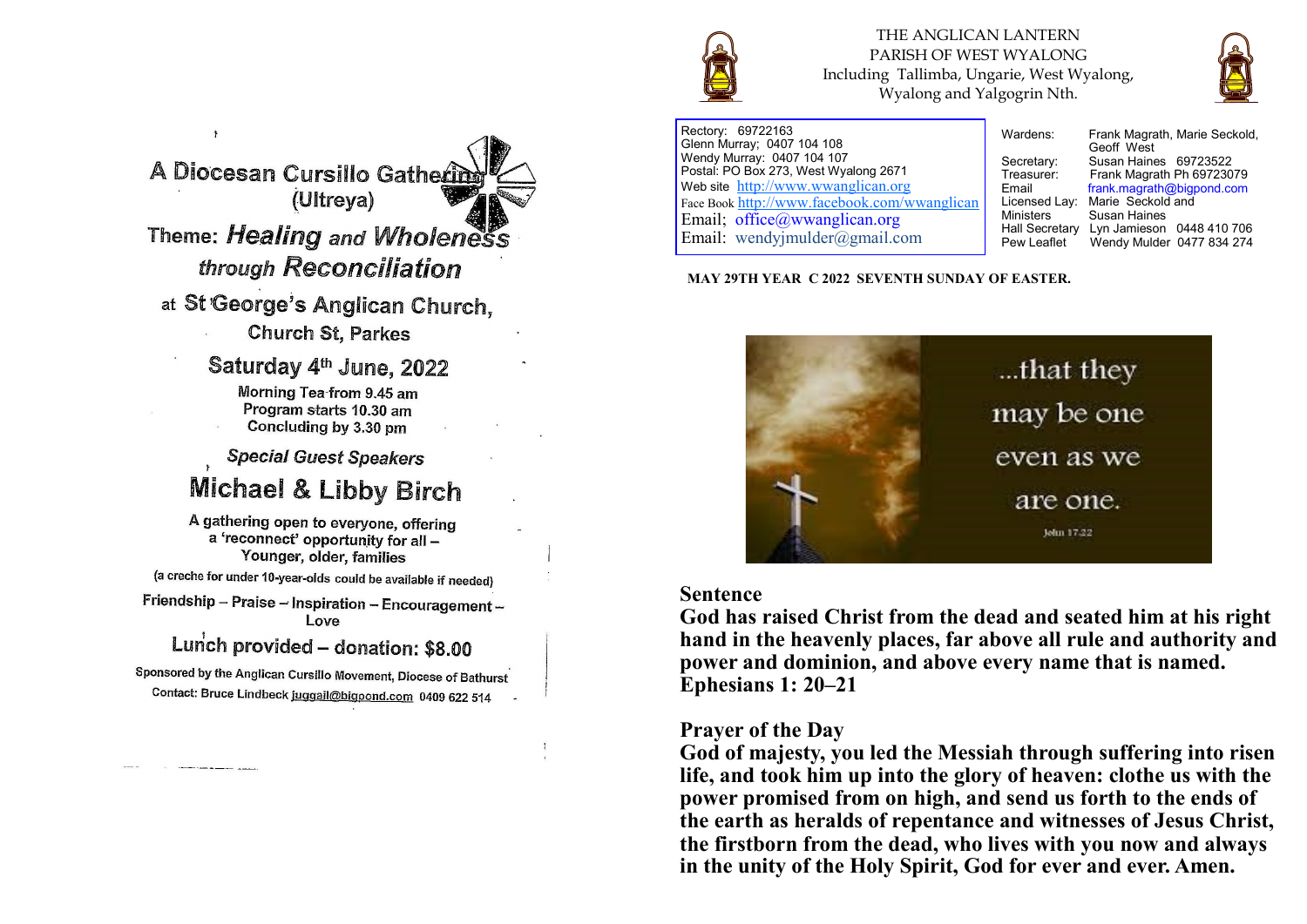# A Diocesan Cursillo Gathering (Ultreya)

## Theme: *Healing and Wholeness through Reconciliation*

at St George's Anglican Church, Church St, Parkes

### Saturday 4th June, 2022

Morning Tea from 9.45 am
Program starts 10.30 am
Concluding by 3.30 pm

*Special Guest Speakers*

## Michael & Libby Birch

A gathering open to everyone, offering a 'reconnect' opportunity for all – Younger, older, families

(a creche for under 10-year-olds could be available if needed)

Friendship – Praise – Inspiration – Encouragement – Love

Lunch provided – donation: $8.00

Sponsored by the Anglican Cursillo Movement, Diocese of Bathurst

Contact: Bruce Lindbeck juggail@bigpond.com 0409 622 514

# THE ANGLICAN LANTERN

PARISH OF WEST WYALONG
Including Tallimba, Ungarie, West Wyalong, Wyalong and Yalgogrin Nth.

Rectory: 69722163
Glenn Murray; 0407 104 108
Wendy Murray: 0407 104 107
Postal: PO Box 273, West Wyalong 2671
Web site http://www.wwanglican.org
Face Book http://www.facebook.com/wwanglican
Email; office@wwanglican.org
Email: wendyjmulder@gmail.com

| | |
|---|---|
| Wardens: | Frank Magrath, Marie Seckold, Geoff West |
| Secretary: | Susan Haines 69723522 |
| Treasurer: | Frank Magrath Ph 69723079 |
| Email | frank.magrath@bigpond.com |
| Licensed Lay: | Marie Seckold and |
| Ministers | Susan Haines |
| Hall Secretary | Lyn Jamieson 0448 410 706 |
| Pew Leaflet | Wendy Mulder 0477 834 274 |

**MAY 29TH YEAR C 2022 SEVENTH SUNDAY OF EASTER.**

...that they may be one even as we are one.
John 17:22

## Sentence

**God has raised Christ from the dead and seated him at his right hand in the heavenly places, far above all rule and authority and power and dominion, and above every name that is named. Ephesians 1: 20–21**

## Prayer of the Day

**God of majesty, you led the Messiah through suffering into risen life, and took him up into the glory of heaven: clothe us with the power promised from on high, and send us forth to the ends of the earth as heralds of repentance and witnesses of Jesus Christ, the firstborn from the dead, who lives with you now and always in the unity of the Holy Spirit, God for ever and ever. Amen.**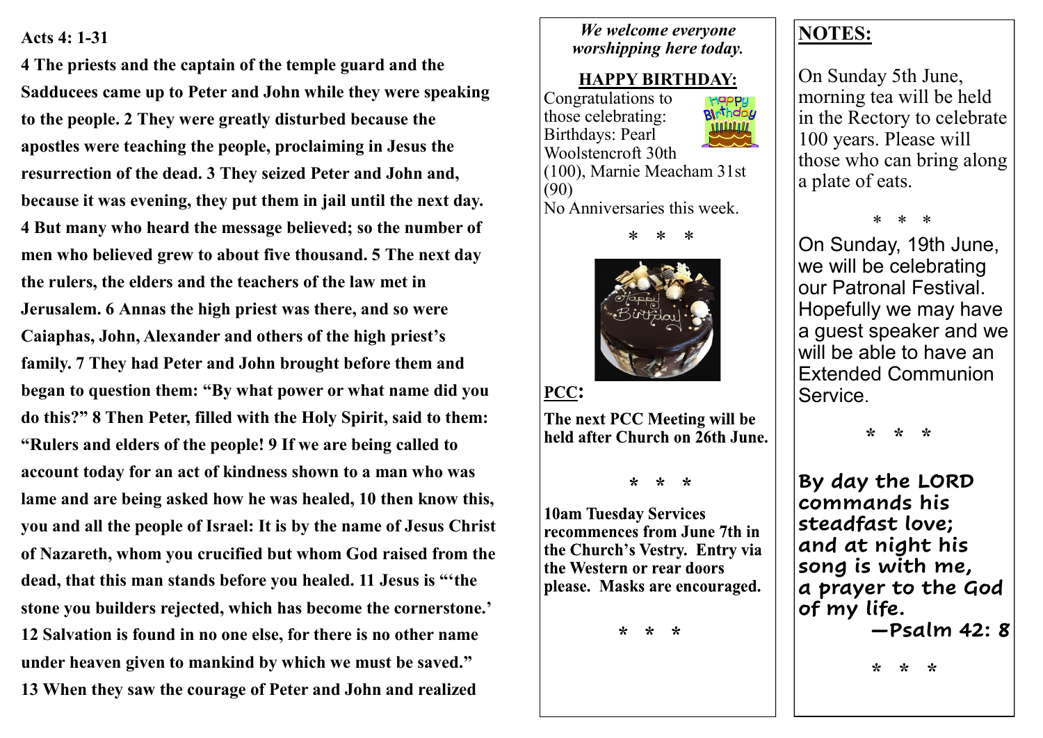**Acts 4: 1-31**

**4 The priests and the captain of the temple guard and the Sadducees came up to Peter and John while they were speaking to the people. 2 They were greatly disturbed because the apostles were teaching the people, proclaiming in Jesus the resurrection of the dead. 3 They seized Peter and John and, because it was evening, they put them in jail until the next day. 4 But many who heard the message believed; so the number of men who believed grew to about five thousand. 5 The next day the rulers, the elders and the teachers of the law met in Jerusalem. 6 Annas the high priest was there, and so were Caiaphas, John, Alexander and others of the high priest's family. 7 They had Peter and John brought before them and began to question them: "By what power or what name did you do this?" 8 Then Peter, filled with the Holy Spirit, said to them: "Rulers and elders of the people! 9 If we are being called to account today for an act of kindness shown to a man who was lame and are being asked how he was healed, 10 then know this, you and all the people of Israel: It is by the name of Jesus Christ of Nazareth, whom you crucified but whom God raised from the dead, that this man stands before you healed. 11 Jesus is "'the stone you builders rejected, which has become the cornerstone.' 12 Salvation is found in no one else, for there is no other name under heaven given to mankind by which we must be saved." 13 When they saw the courage of Peter and John and realized**

*We welcome everyone worshipping here today.*

**HAPPY BIRTHDAY:**

Congratulations to those celebrating: Birthdays: Pearl Woolstencroft 30th (100), Marnie Meacham 31st (90)
No Anniversaries this week.

\* \* \*

**PCC:**

**The next PCC Meeting will be held after Church on 26th June.**

\* \* \*

**10am Tuesday Services recommences from June 7th in the Church's Vestry. Entry via the Western or rear doors please. Masks are encouraged.**

\* \* \*

**NOTES:**

On Sunday 5th June, morning tea will be held in the Rectory to celebrate 100 years. Please will those who can bring along a plate of eats.

\* \* \*

On Sunday, 19th June, we will be celebrating our Patronal Festival. Hopefully we may have a guest speaker and we will be able to have an Extended Communion Service.

\* \* \*

**By day the LORD commands his steadfast love;
and at night his song is with me,
a prayer to the God of my life.
—Psalm 42: 8**

\* \* \*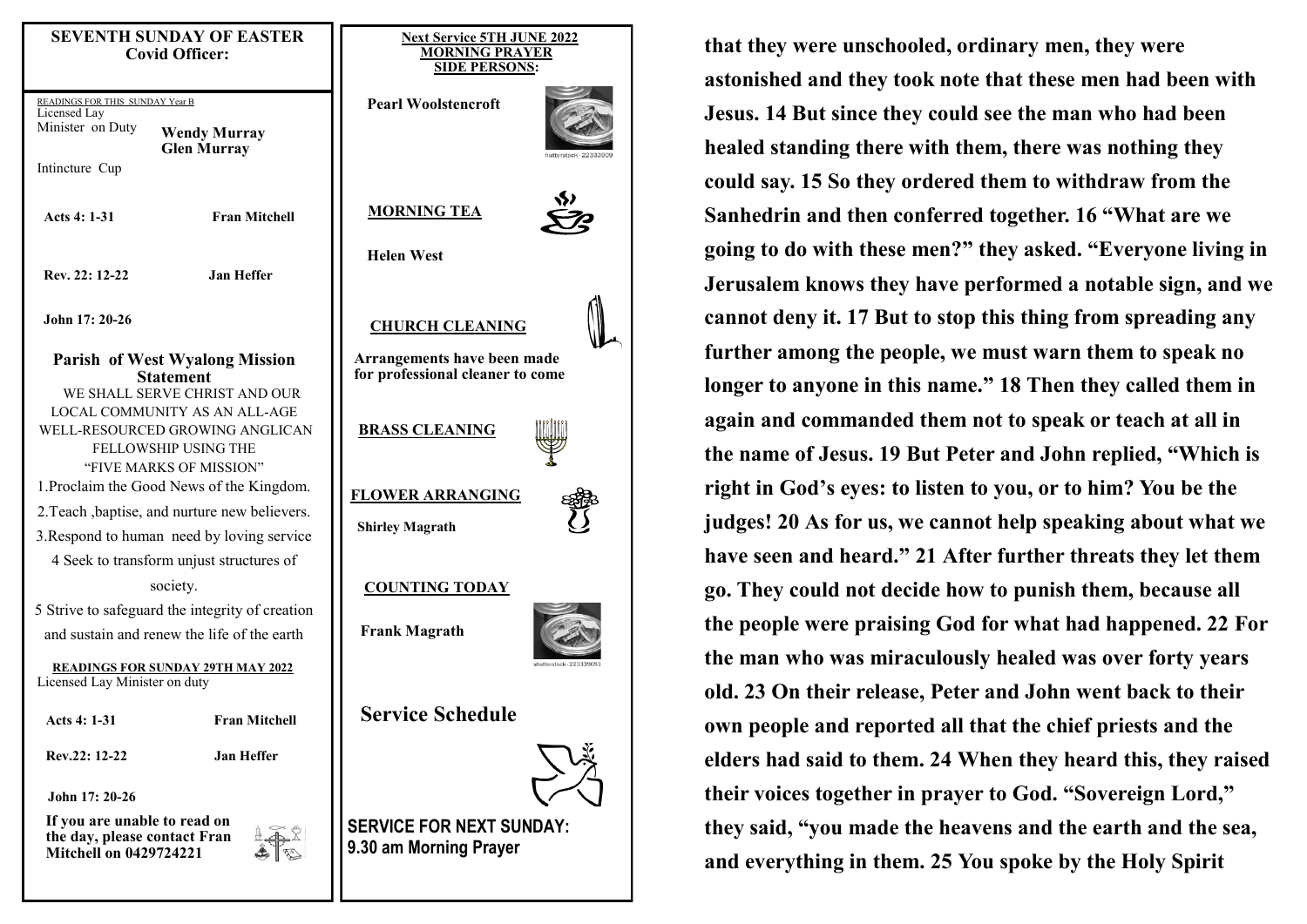## SEVENTH SUNDAY OF EASTER

**Covid Officer:**

READINGS FOR THIS SUNDAY Year B

Licensed Lay Minister on Duty — **Wendy Murray**, **Glen Murray**

Intincture Cup

| | |
|---|---|
| **Acts 4: 1-31** | **Fran Mitchell** |
| **Rev. 22: 12-22** | **Jan Heffer** |
| **John 17: 20-26** | |

### Parish of West Wyalong Mission Statement

WE SHALL SERVE CHRIST AND OUR LOCAL COMMUNITY AS AN ALL-AGE WELL-RESOURCED GROWING ANGLICAN FELLOWSHIP USING THE "FIVE MARKS OF MISSION"

1. Proclaim the Good News of the Kingdom.
2. Teach ,baptise, and nurture new believers.
3. Respond to human need by loving service
4. Seek to transform unjust structures of society.
5. Strive to safeguard the integrity of creation and sustain and renew the life of the earth

**READINGS FOR SUNDAY 29TH MAY 2022**

Licensed Lay Minister on duty

| | |
|---|---|
| **Acts 4: 1-31** | **Fran Mitchell** |
| **Rev.22: 12-22** | **Jan Heffer** |
| **John 17: 20-26** | |

**If you are unable to read on the day, please contact Fran Mitchell on 0429724221**

**Next Service 5TH JUNE 2022**
**MORNING PRAYER**
**SIDE PERSONS:**

**Pearl Woolstencroft**

**MORNING TEA**

**Helen West**

**CHURCH CLEANING**

**Arrangements have been made for professional cleaner to come**

**BRASS CLEANING**

**FLOWER ARRANGING**

**Shirley Magrath**

**COUNTING TODAY**

**Frank Magrath**

## Service Schedule

**SERVICE FOR NEXT SUNDAY: 9.30 am Morning Prayer**

**that they were unschooled, ordinary men, they were astonished and they took note that these men had been with Jesus. 14 But since they could see the man who had been healed standing there with them, there was nothing they could say. 15 So they ordered them to withdraw from the Sanhedrin and then conferred together. 16 "What are we going to do with these men?" they asked. "Everyone living in Jerusalem knows they have performed a notable sign, and we cannot deny it. 17 But to stop this thing from spreading any further among the people, we must warn them to speak no longer to anyone in this name." 18 Then they called them in again and commanded them not to speak or teach at all in the name of Jesus. 19 But Peter and John replied, "Which is right in God's eyes: to listen to you, or to him? You be the judges! 20 As for us, we cannot help speaking about what we have seen and heard." 21 After further threats they let them go. They could not decide how to punish them, because all the people were praising God for what had happened. 22 For the man who was miraculously healed was over forty years old. 23 On their release, Peter and John went back to their own people and reported all that the chief priests and the elders had said to them. 24 When they heard this, they raised their voices together in prayer to God. "Sovereign Lord," they said, "you made the heavens and the earth and the sea, and everything in them. 25 You spoke by the Holy Spirit**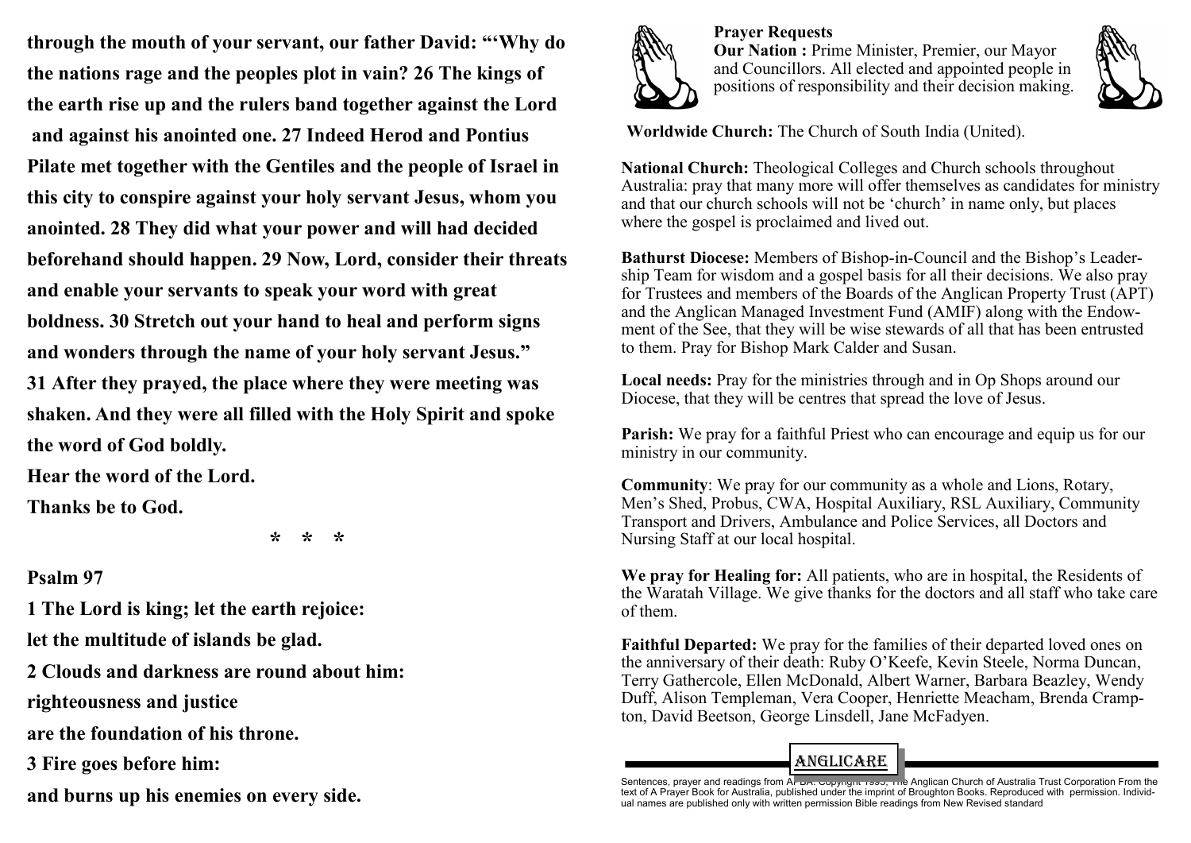**through the mouth of your servant, our father David: "'Why do the nations rage and the peoples plot in vain? 26 The kings of the earth rise up and the rulers band together against the Lord and against his anointed one. 27 Indeed Herod and Pontius Pilate met together with the Gentiles and the people of Israel in this city to conspire against your holy servant Jesus, whom you anointed. 28 They did what your power and will had decided beforehand should happen. 29 Now, Lord, consider their threats and enable your servants to speak your word with great boldness. 30 Stretch out your hand to heal and perform signs and wonders through the name of your holy servant Jesus."**

**31 After they prayed, the place where they were meeting was shaken. And they were all filled with the Holy Spirit and spoke the word of God boldly.**

**Hear the word of the Lord.**

**Thanks be to God.**

**\* \* \***

**Psalm 97**

**1 The Lord is king; let the earth rejoice:**
**let the multitude of islands be glad.**
**2 Clouds and darkness are round about him:**
**righteousness and justice**
**are the foundation of his throne.**
**3 Fire goes before him:**
**and burns up his enemies on every side.**

**Prayer Requests**

**Our Nation :** Prime Minister, Premier, our Mayor and Councillors. All elected and appointed people in positions of responsibility and their decision making.

**Worldwide Church:** The Church of South India (United).

**National Church:** Theological Colleges and Church schools throughout Australia: pray that many more will offer themselves as candidates for ministry and that our church schools will not be 'church' in name only, but places where the gospel is proclaimed and lived out.

**Bathurst Diocese:** Members of Bishop-in-Council and the Bishop's Leadership Team for wisdom and a gospel basis for all their decisions. We also pray for Trustees and members of the Boards of the Anglican Property Trust (APT) and the Anglican Managed Investment Fund (AMIF) along with the Endowment of the See, that they will be wise stewards of all that has been entrusted to them. Pray for Bishop Mark Calder and Susan.

**Local needs:** Pray for the ministries through and in Op Shops around our Diocese, that they will be centres that spread the love of Jesus.

**Parish:** We pray for a faithful Priest who can encourage and equip us for our ministry in our community.

**Community**: We pray for our community as a whole and Lions, Rotary, Men's Shed, Probus, CWA, Hospital Auxiliary, RSL Auxiliary, Community Transport and Drivers, Ambulance and Police Services, all Doctors and Nursing Staff at our local hospital.

**We pray for Healing for:** All patients, who are in hospital, the Residents of the Waratah Village. We give thanks for the doctors and all staff who take care of them.

**Faithful Departed:** We pray for the families of their departed loved ones on the anniversary of their death: Ruby O'Keefe, Kevin Steele, Norma Duncan, Terry Gathercole, Ellen McDonald, Albert Warner, Barbara Beazley, Wendy Duff, Alison Templeman, Vera Cooper, Henriette Meacham, Brenda Crampton, David Beetson, George Linsdell, Jane McFadyen.

ANGLICARE

Sentences, prayer and readings from APBA. Copyright 1995, The Anglican Church of Australia Trust Corporation From the text of A Prayer Book for Australia, published under the imprint of Broughton Books. Reproduced with permission. Individual names are published only with written permission Bible readings from New Revised standard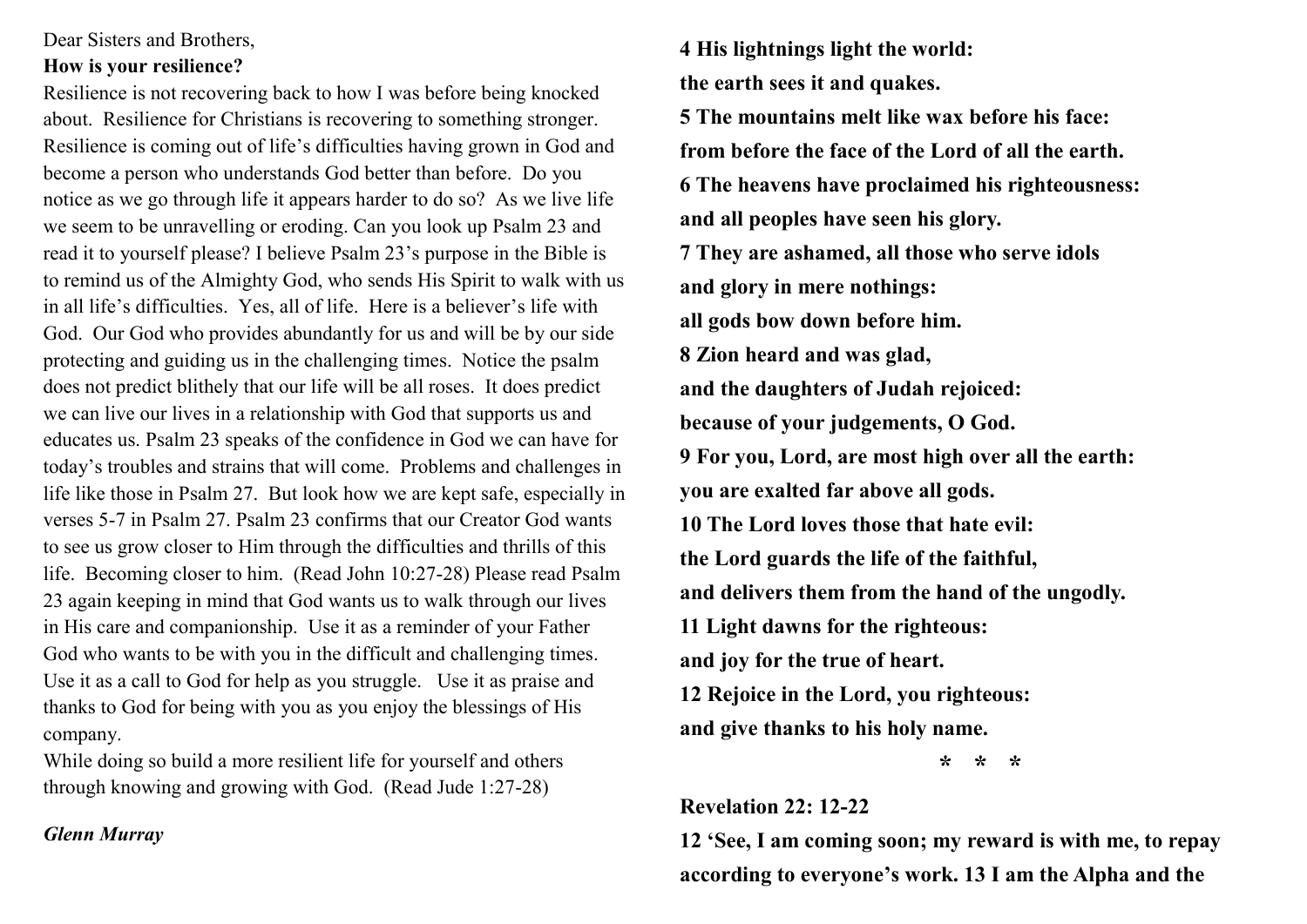Dear Sisters and Brothers,

**How is your resilience?**

Resilience is not recovering back to how I was before being knocked about. Resilience for Christians is recovering to something stronger. Resilience is coming out of life's difficulties having grown in God and become a person who understands God better than before. Do you notice as we go through life it appears harder to do so? As we live life we seem to be unravelling or eroding. Can you look up Psalm 23 and read it to yourself please? I believe Psalm 23's purpose in the Bible is to remind us of the Almighty God, who sends His Spirit to walk with us in all life's difficulties. Yes, all of life. Here is a believer's life with God. Our God who provides abundantly for us and will be by our side protecting and guiding us in the challenging times. Notice the psalm does not predict blithely that our life will be all roses. It does predict we can live our lives in a relationship with God that supports us and educates us. Psalm 23 speaks of the confidence in God we can have for today's troubles and strains that will come. Problems and challenges in life like those in Psalm 27. But look how we are kept safe, especially in verses 5-7 in Psalm 27. Psalm 23 confirms that our Creator God wants to see us grow closer to Him through the difficulties and thrills of this life. Becoming closer to him. (Read John 10:27-28) Please read Psalm 23 again keeping in mind that God wants us to walk through our lives in His care and companionship. Use it as a reminder of your Father God who wants to be with you in the difficult and challenging times. Use it as a call to God for help as you struggle. Use it as praise and thanks to God for being with you as you enjoy the blessings of His company.

While doing so build a more resilient life for yourself and others through knowing and growing with God. (Read Jude 1:27-28)

***Glenn Murray***

**4 His lightnings light the world:**
**the earth sees it and quakes.**
**5 The mountains melt like wax before his face:**
**from before the face of the Lord of all the earth.**
**6 The heavens have proclaimed his righteousness:**
**and all peoples have seen his glory.**
**7 They are ashamed, all those who serve idols**
**and glory in mere nothings:**
**all gods bow down before him.**
**8 Zion heard and was glad,**
**and the daughters of Judah rejoiced:**
**because of your judgements, O God.**
**9 For you, Lord, are most high over all the earth:**
**you are exalted far above all gods.**
**10 The Lord loves those that hate evil:**
**the Lord guards the life of the faithful,**
**and delivers them from the hand of the ungodly.**
**11 Light dawns for the righteous:**
**and joy for the true of heart.**
**12 Rejoice in the Lord, you righteous:**
**and give thanks to his holy name.**

\* \* \*

**Revelation 22: 12-22**

**12 'See, I am coming soon; my reward is with me, to repay according to everyone's work. 13 I am the Alpha and the**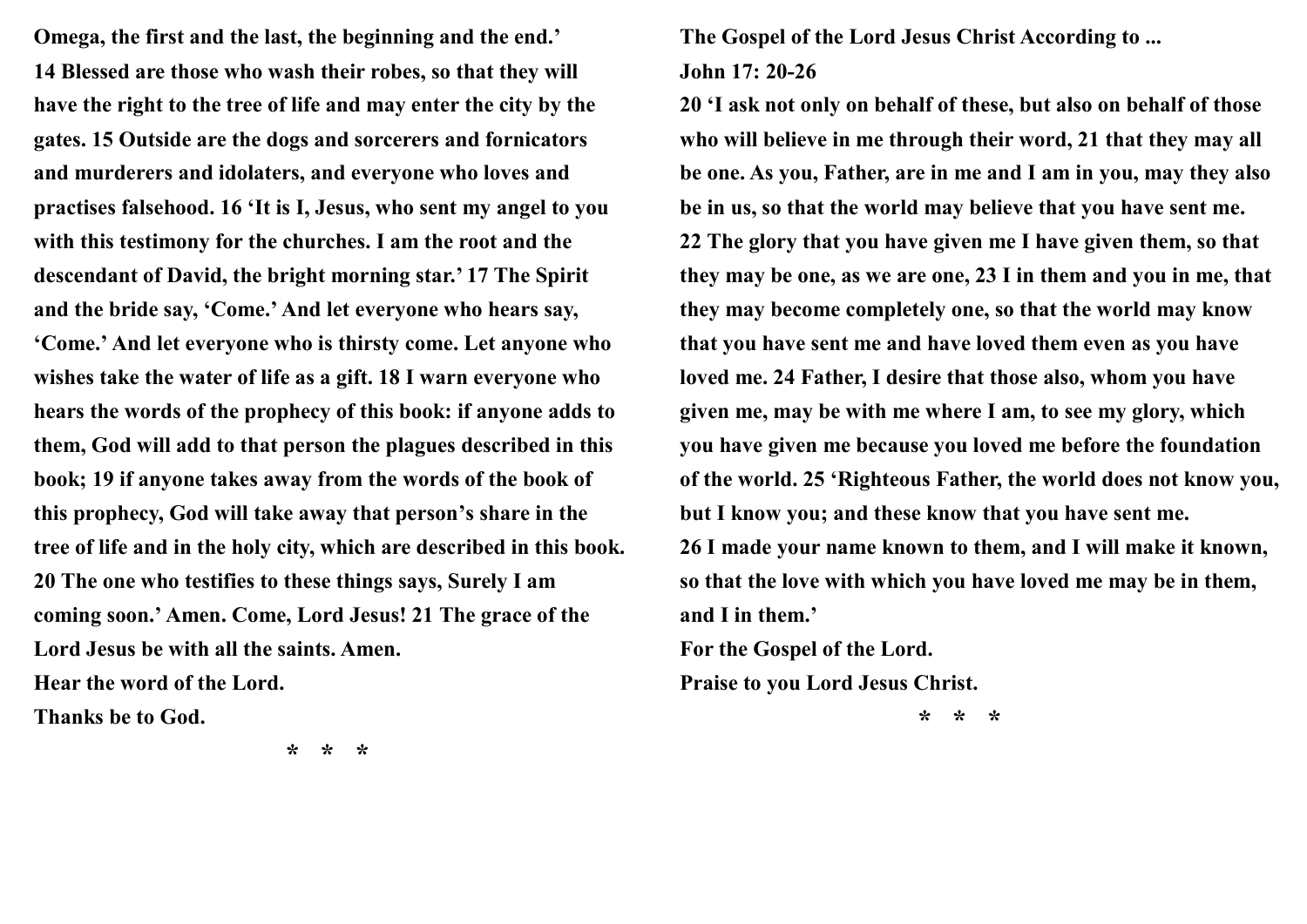**Omega, the first and the last, the beginning and the end.' 14 Blessed are those who wash their robes, so that they will have the right to the tree of life and may enter the city by the gates. 15 Outside are the dogs and sorcerers and fornicators and murderers and idolaters, and everyone who loves and practises falsehood. 16 'It is I, Jesus, who sent my angel to you with this testimony for the churches. I am the root and the descendant of David, the bright morning star.' 17 The Spirit and the bride say, 'Come.' And let everyone who hears say, 'Come.' And let everyone who is thirsty come. Let anyone who wishes take the water of life as a gift. 18 I warn everyone who hears the words of the prophecy of this book: if anyone adds to them, God will add to that person the plagues described in this book; 19 if anyone takes away from the words of the book of this prophecy, God will take away that person's share in the tree of life and in the holy city, which are described in this book. 20 The one who testifies to these things says, Surely I am coming soon.' Amen. Come, Lord Jesus! 21 The grace of the Lord Jesus be with all the saints. Amen.**

**Hear the word of the Lord.**

**Thanks be to God.**

**\* \* \***

**The Gospel of the Lord Jesus Christ According to ...**

**John 17: 20-26**

**20 'I ask not only on behalf of these, but also on behalf of those who will believe in me through their word, 21 that they may all be one. As you, Father, are in me and I am in you, may they also be in us, so that the world may believe that you have sent me. 22 The glory that you have given me I have given them, so that they may be one, as we are one, 23 I in them and you in me, that they may become completely one, so that the world may know that you have sent me and have loved them even as you have loved me. 24 Father, I desire that those also, whom you have given me, may be with me where I am, to see my glory, which you have given me because you loved me before the foundation of the world. 25 'Righteous Father, the world does not know you, but I know you; and these know that you have sent me. 26 I made your name known to them, and I will make it known, so that the love with which you have loved me may be in them, and I in them.'**

**For the Gospel of the Lord.**

**Praise to you Lord Jesus Christ.**

**\* \* \***